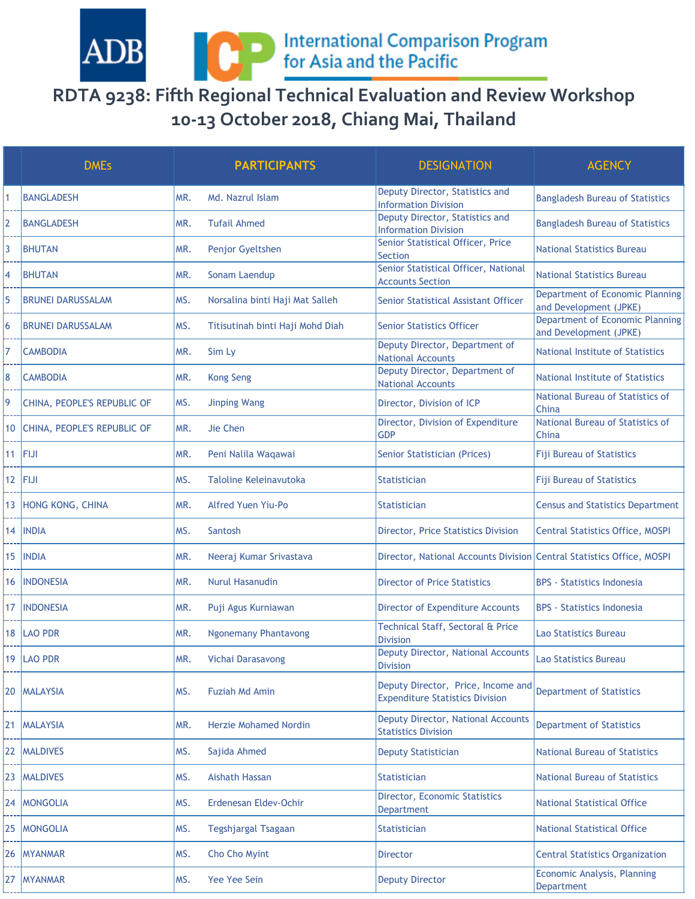ADB

International Comparison Program for Asia and the Pacific

# RDTA 9238: Fifth Regional Technical Evaluation and Review Workshop
## 10-13 October 2018, Chiang Mai, Thailand

| | DMEs | PARTICIPANTS | | DESIGNATION | AGENCY |
|---|---|---|---|---|---|
| 1 | BANGLADESH | MR. | Md. Nazrul Islam | Deputy Director, Statistics and Information Division | Bangladesh Bureau of Statistics |
| 2 | BANGLADESH | MR. | Tufail Ahmed | Deputy Director, Statistics and Information Division | Bangladesh Bureau of Statistics |
| 3 | BHUTAN | MR. | Penjor Gyeltshen | Senior Statistical Officer, Price Section | National Statistics Bureau |
| 4 | BHUTAN | MR. | Sonam Laendup | Senior Statistical Officer, National Accounts Section | National Statistics Bureau |
| 5 | BRUNEI DARUSSALAM | MS. | Norsalina binti Haji Mat Salleh | Senior Statistical Assistant Officer | Department of Economic Planning and Development (JPKE) |
| 6 | BRUNEI DARUSSALAM | MS. | Titisutinah binti Haji Mohd Diah | Senior Statistics Officer | Department of Economic Planning and Development (JPKE) |
| 7 | CAMBODIA | MR. | Sim Ly | Deputy Director, Department of National Accounts | National Institute of Statistics |
| 8 | CAMBODIA | MR. | Kong Seng | Deputy Director, Department of National Accounts | National Institute of Statistics |
| 9 | CHINA, PEOPLE'S REPUBLIC OF | MS. | Jinping Wang | Director, Division of ICP | National Bureau of Statistics of China |
| 10 | CHINA, PEOPLE'S REPUBLIC OF | MR. | Jie Chen | Director, Division of Expenditure GDP | National Bureau of Statistics of China |
| 11 | FIJI | MR. | Peni Nalila Waqawai | Senior Statistician (Prices) | Fiji Bureau of Statistics |
| 12 | FIJI | MS. | Taloline Keleinavutoka | Statistician | Fiji Bureau of Statistics |
| 13 | HONG KONG, CHINA | MR. | Alfred Yuen Yiu-Po | Statistician | Census and Statistics Department |
| 14 | INDIA | MS. | Santosh | Director, Price Statistics Division | Central Statistics Office, MOSPI |
| 15 | INDIA | MR. | Neeraj Kumar Srivastava | Director, National Accounts Division | Central Statistics Office, MOSPI |
| 16 | INDONESIA | MR. | Nurul Hasanudin | Director of Price Statistics | BPS - Statistics Indonesia |
| 17 | INDONESIA | MR. | Puji Agus Kurniawan | Director of Expenditure Accounts | BPS - Statistics Indonesia |
| 18 | LAO PDR | MR. | Ngonemany Phantavong | Technical Staff, Sectoral & Price Division | Lao Statistics Bureau |
| 19 | LAO PDR | MR. | Vichai Darasavong | Deputy Director, National Accounts Division | Lao Statistics Bureau |
| 20 | MALAYSIA | MS. | Fuziah Md Amin | Deputy Director, Price, Income and Expenditure Statistics Division | Department of Statistics |
| 21 | MALAYSIA | MR. | Herzie Mohamed Nordin | Deputy Director, National Accounts Statistics Division | Department of Statistics |
| 22 | MALDIVES | MS. | Sajida Ahmed | Deputy Statistician | National Bureau of Statistics |
| 23 | MALDIVES | MS. | Aishath Hassan | Statistician | National Bureau of Statistics |
| 24 | MONGOLIA | MS. | Erdenesan Eldev-Ochir | Director, Economic Statistics Department | National Statistical Office |
| 25 | MONGOLIA | MS. | Tegshjargal Tsagaan | Statistician | National Statistical Office |
| 26 | MYANMAR | MS. | Cho Cho Myint | Director | Central Statistics Organization |
| 27 | MYANMAR | MS. | Yee Yee Sein | Deputy Director | Economic Analysis, Planning Department |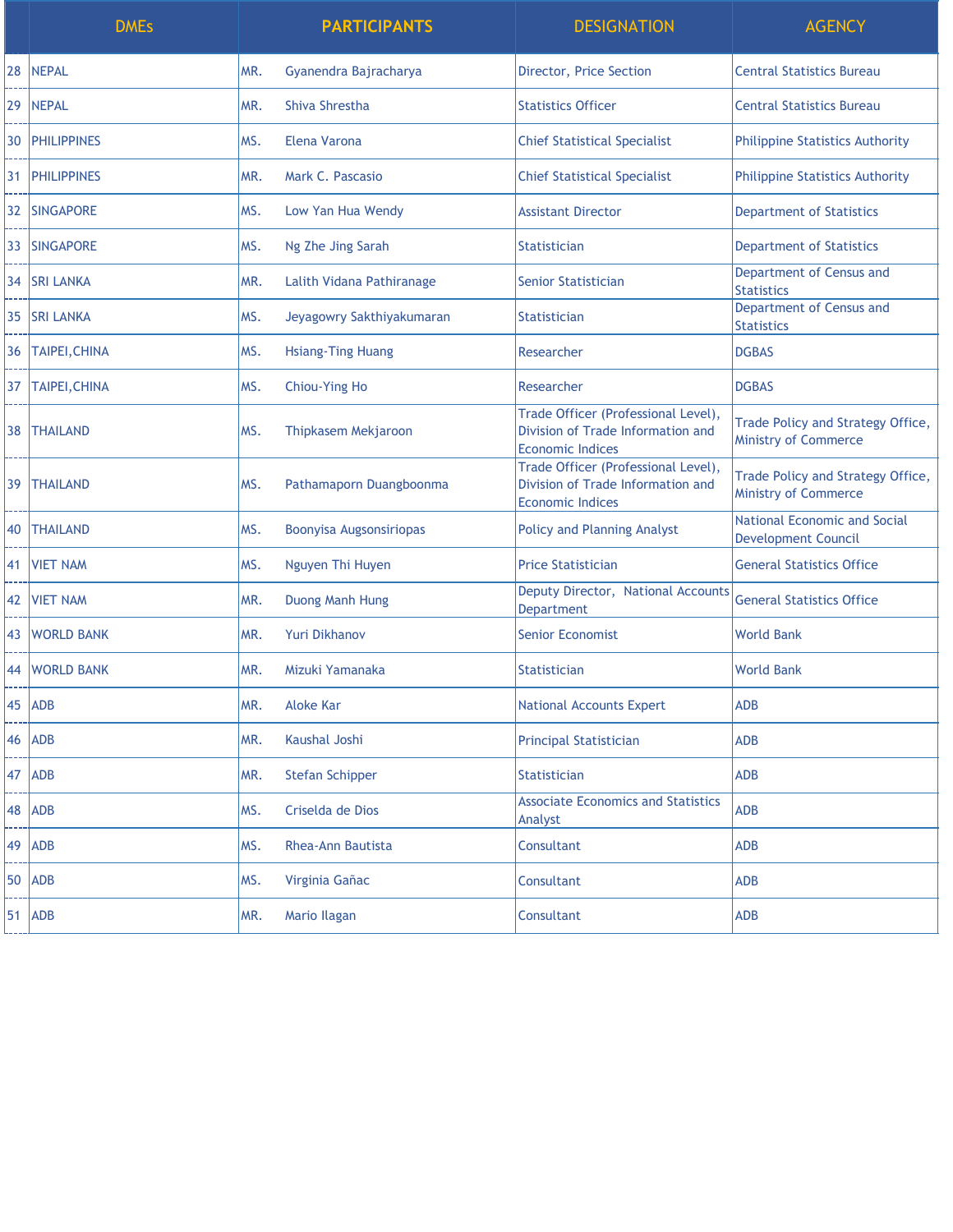| | DMEs | PARTICIPANTS | | DESIGNATION | AGENCY |
|---|---|---|---|---|---|
| 28 | NEPAL | MR. | Gyanendra Bajracharya | Director, Price Section | Central Statistics Bureau |
| 29 | NEPAL | MR. | Shiva Shrestha | Statistics Officer | Central Statistics Bureau |
| 30 | PHILIPPINES | MS. | Elena Varona | Chief Statistical Specialist | Philippine Statistics Authority |
| 31 | PHILIPPINES | MR. | Mark C. Pascasio | Chief Statistical Specialist | Philippine Statistics Authority |
| 32 | SINGAPORE | MS. | Low Yan Hua Wendy | Assistant Director | Department of Statistics |
| 33 | SINGAPORE | MS. | Ng Zhe Jing Sarah | Statistician | Department of Statistics |
| 34 | SRI LANKA | MR. | Lalith Vidana Pathiranage | Senior Statistician | Department of Census and Statistics |
| 35 | SRI LANKA | MS. | Jeyagowry Sakthiyakumaran | Statistician | Department of Census and Statistics |
| 36 | TAIPEI,CHINA | MS. | Hsiang-Ting Huang | Researcher | DGBAS |
| 37 | TAIPEI,CHINA | MS. | Chiou-Ying Ho | Researcher | DGBAS |
| 38 | THAILAND | MS. | Thipkasem Mekjaroon | Trade Officer (Professional Level), Division of Trade Information and Economic Indices | Trade Policy and Strategy Office, Ministry of Commerce |
| 39 | THAILAND | MS. | Pathamaporn Duangboonma | Trade Officer (Professional Level), Division of Trade Information and Economic Indices | Trade Policy and Strategy Office, Ministry of Commerce |
| 40 | THAILAND | MS. | Boonyisa Augsonsiriopas | Policy and Planning Analyst | National Economic and Social Development Council |
| 41 | VIET NAM | MS. | Nguyen Thi Huyen | Price Statistician | General Statistics Office |
| 42 | VIET NAM | MR. | Duong Manh Hung | Deputy Director, National Accounts Department | General Statistics Office |
| 43 | WORLD BANK | MR. | Yuri Dikhanov | Senior Economist | World Bank |
| 44 | WORLD BANK | MR. | Mizuki Yamanaka | Statistician | World Bank |
| 45 | ADB | MR. | Aloke Kar | National Accounts Expert | ADB |
| 46 | ADB | MR. | Kaushal Joshi | Principal Statistician | ADB |
| 47 | ADB | MR. | Stefan Schipper | Statistician | ADB |
| 48 | ADB | MS. | Criselda de Dios | Associate Economics and Statistics Analyst | ADB |
| 49 | ADB | MS. | Rhea-Ann Bautista | Consultant | ADB |
| 50 | ADB | MS. | Virginia Gañac | Consultant | ADB |
| 51 | ADB | MR. | Mario Ilagan | Consultant | ADB |